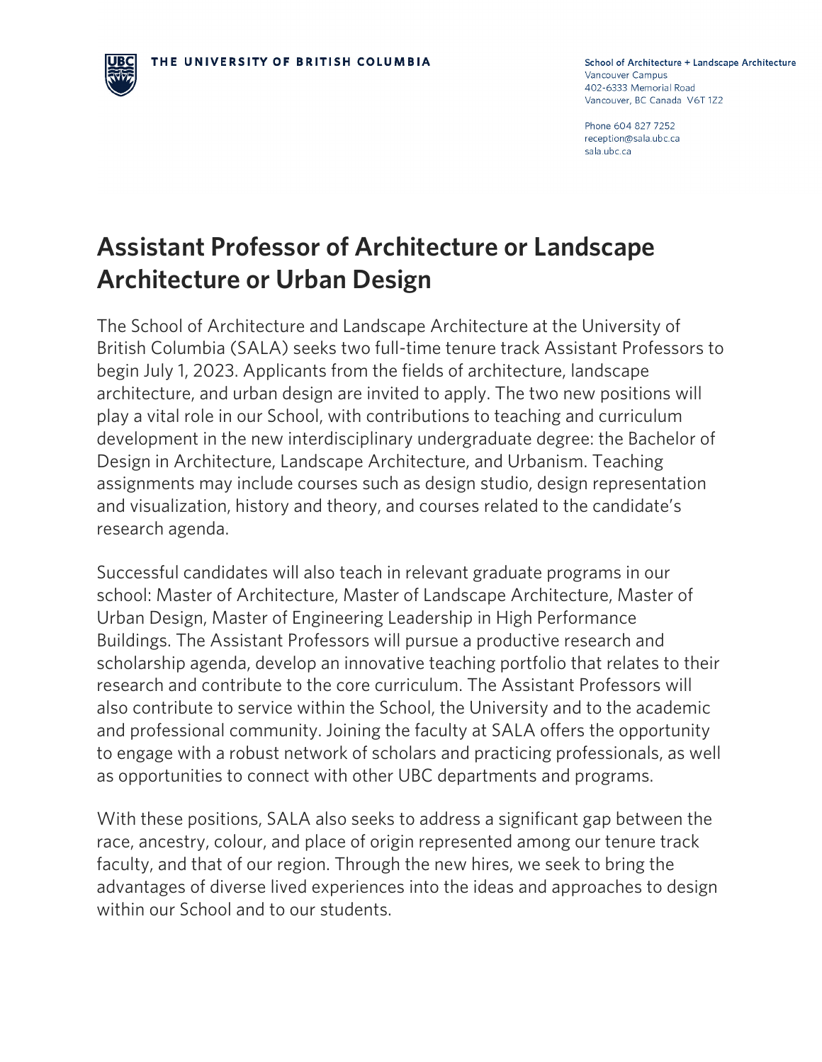THE UNIVERSITY OF BRITISH COLUMBIA

School of Architecture + Landscape Architecture
Vancouver Campus
402-6333 Memorial Road
Vancouver, BC Canada V6T 1Z2

Phone 604 827 7252
reception@sala.ubc.ca
sala.ubc.ca

# Assistant Professor of Architecture or Landscape Architecture or Urban Design

The School of Architecture and Landscape Architecture at the University of British Columbia (SALA) seeks two full-time tenure track Assistant Professors to begin July 1, 2023. Applicants from the fields of architecture, landscape architecture, and urban design are invited to apply. The two new positions will play a vital role in our School, with contributions to teaching and curriculum development in the new interdisciplinary undergraduate degree: the Bachelor of Design in Architecture, Landscape Architecture, and Urbanism. Teaching assignments may include courses such as design studio, design representation and visualization, history and theory, and courses related to the candidate's research agenda.

Successful candidates will also teach in relevant graduate programs in our school: Master of Architecture, Master of Landscape Architecture, Master of Urban Design, Master of Engineering Leadership in High Performance Buildings. The Assistant Professors will pursue a productive research and scholarship agenda, develop an innovative teaching portfolio that relates to their research and contribute to the core curriculum. The Assistant Professors will also contribute to service within the School, the University and to the academic and professional community. Joining the faculty at SALA offers the opportunity to engage with a robust network of scholars and practicing professionals, as well as opportunities to connect with other UBC departments and programs.

With these positions, SALA also seeks to address a significant gap between the race, ancestry, colour, and place of origin represented among our tenure track faculty, and that of our region. Through the new hires, we seek to bring the advantages of diverse lived experiences into the ideas and approaches to design within our School and to our students.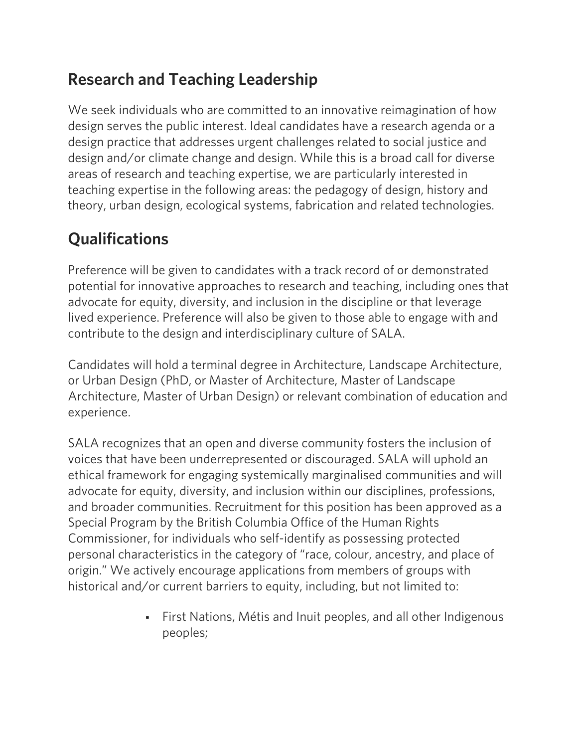## Research and Teaching Leadership

We seek individuals who are committed to an innovative reimagination of how design serves the public interest. Ideal candidates have a research agenda or a design practice that addresses urgent challenges related to social justice and design and/or climate change and design. While this is a broad call for diverse areas of research and teaching expertise, we are particularly interested in teaching expertise in the following areas: the pedagogy of design, history and theory, urban design, ecological systems, fabrication and related technologies.

## Qualifications

Preference will be given to candidates with a track record of or demonstrated potential for innovative approaches to research and teaching, including ones that advocate for equity, diversity, and inclusion in the discipline or that leverage lived experience. Preference will also be given to those able to engage with and contribute to the design and interdisciplinary culture of SALA.

Candidates will hold a terminal degree in Architecture, Landscape Architecture, or Urban Design (PhD, or Master of Architecture, Master of Landscape Architecture, Master of Urban Design) or relevant combination of education and experience.

SALA recognizes that an open and diverse community fosters the inclusion of voices that have been underrepresented or discouraged. SALA will uphold an ethical framework for engaging systemically marginalised communities and will advocate for equity, diversity, and inclusion within our disciplines, professions, and broader communities. Recruitment for this position has been approved as a Special Program by the British Columbia Office of the Human Rights Commissioner, for individuals who self-identify as possessing protected personal characteristics in the category of "race, colour, ancestry, and place of origin." We actively encourage applications from members of groups with historical and/or current barriers to equity, including, but not limited to:

- First Nations, Métis and Inuit peoples, and all other Indigenous peoples;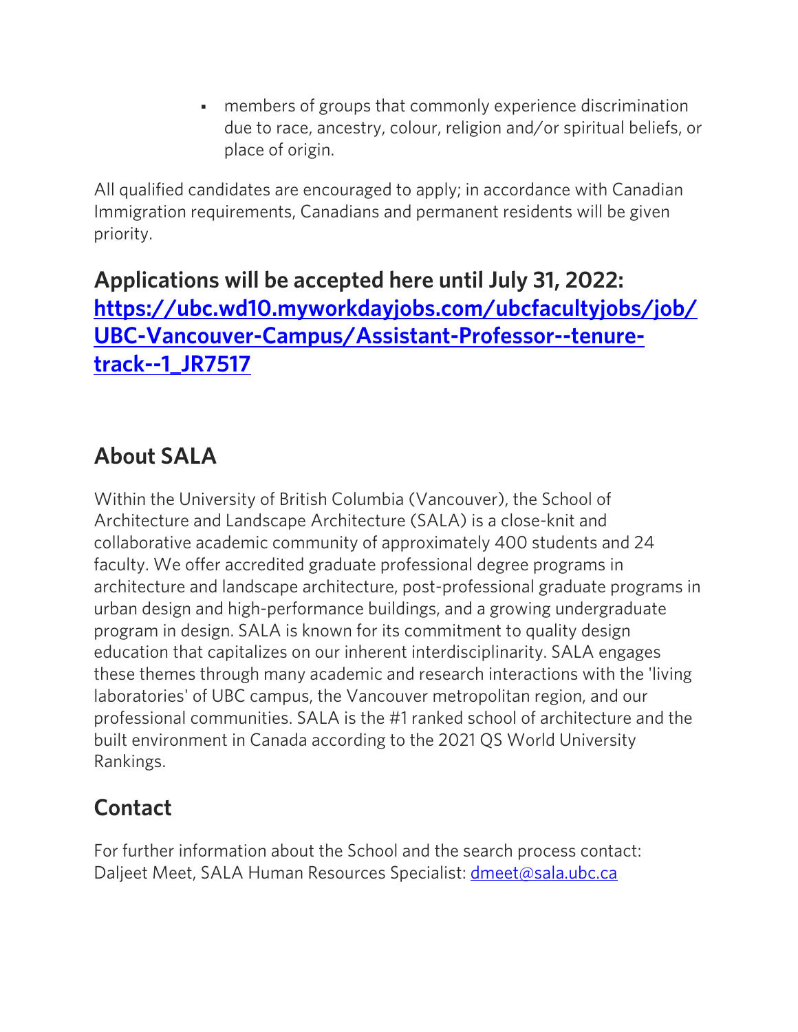- members of groups that commonly experience discrimination due to race, ancestry, colour, religion and/or spiritual beliefs, or place of origin.

All qualified candidates are encouraged to apply; in accordance with Canadian Immigration requirements, Canadians and permanent residents will be given priority.

## Applications will be accepted here until July 31, 2022: [https://ubc.wd10.myworkdayjobs.com/ubcfacultyjobs/job/UBC-Vancouver-Campus/Assistant-Professor--tenure-track--1_JR7517](https://ubc.wd10.myworkdayjobs.com/ubcfacultyjobs/job/UBC-Vancouver-Campus/Assistant-Professor--tenure-track--1_JR7517)

## About SALA

Within the University of British Columbia (Vancouver), the School of Architecture and Landscape Architecture (SALA) is a close-knit and collaborative academic community of approximately 400 students and 24 faculty. We offer accredited graduate professional degree programs in architecture and landscape architecture, post-professional graduate programs in urban design and high-performance buildings, and a growing undergraduate program in design. SALA is known for its commitment to quality design education that capitalizes on our inherent interdisciplinarity. SALA engages these themes through many academic and research interactions with the 'living laboratories' of UBC campus, the Vancouver metropolitan region, and our professional communities. SALA is the #1 ranked school of architecture and the built environment in Canada according to the 2021 QS World University Rankings.

## Contact

For further information about the School and the search process contact:
Daljeet Meet, SALA Human Resources Specialist: [dmeet@sala.ubc.ca](mailto:dmeet@sala.ubc.ca)